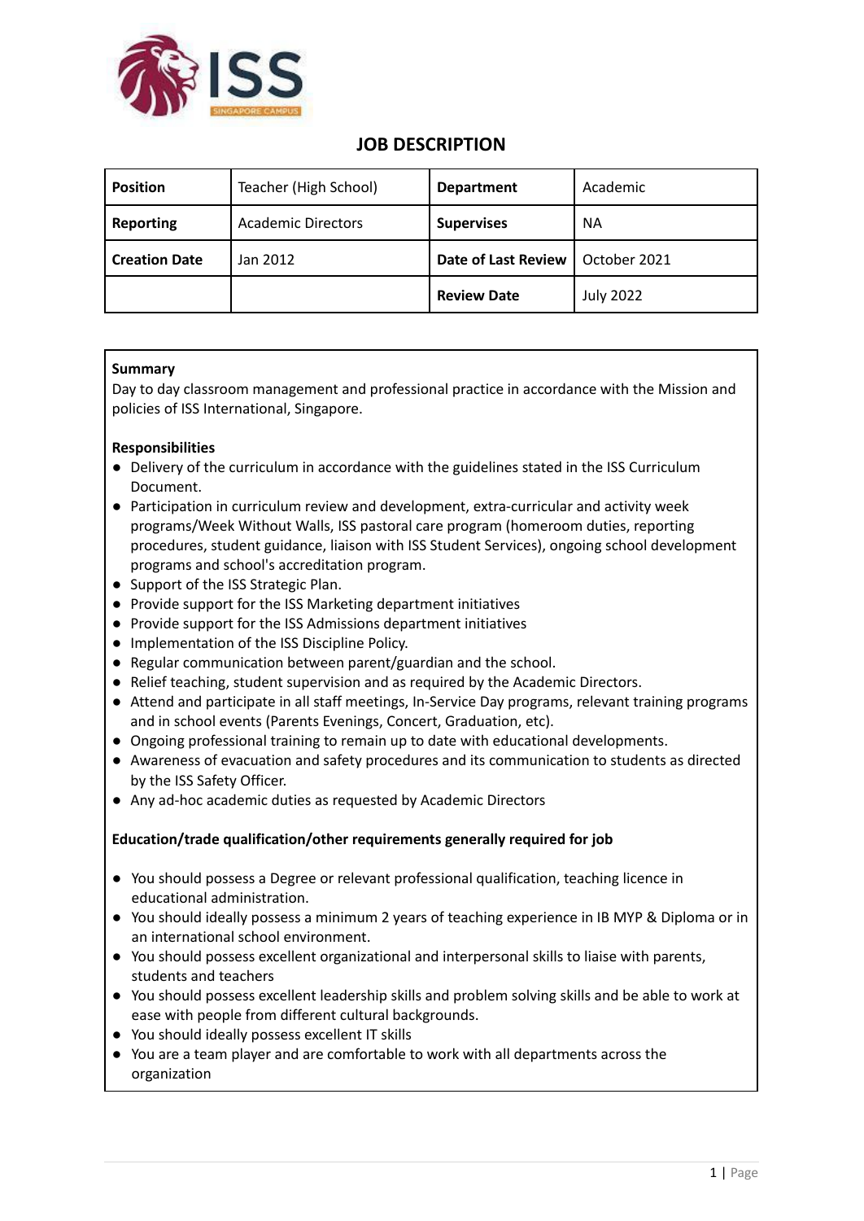# JOB DESCRIPTION

| Position | Teacher (High School) | Department | Academic |
| --- | --- | --- | --- |
| Reporting | Academic Directors | Supervises | NA |
| Creation Date | Jan 2012 | Date of Last Review | October 2021 |
| | | Review Date | July 2022 |

**Summary**

Day to day classroom management and professional practice in accordance with the Mission and policies of ISS International, Singapore.

**Responsibilities**

- Delivery of the curriculum in accordance with the guidelines stated in the ISS Curriculum Document.
- Participation in curriculum review and development, extra-curricular and activity week programs/Week Without Walls, ISS pastoral care program (homeroom duties, reporting procedures, student guidance, liaison with ISS Student Services), ongoing school development programs and school's accreditation program.
- Support of the ISS Strategic Plan.
- Provide support for the ISS Marketing department initiatives
- Provide support for the ISS Admissions department initiatives
- Implementation of the ISS Discipline Policy.
- Regular communication between parent/guardian and the school.
- Relief teaching, student supervision and as required by the Academic Directors.
- Attend and participate in all staff meetings, In-Service Day programs, relevant training programs and in school events (Parents Evenings, Concert, Graduation, etc).
- Ongoing professional training to remain up to date with educational developments.
- Awareness of evacuation and safety procedures and its communication to students as directed by the ISS Safety Officer.
- Any ad-hoc academic duties as requested by Academic Directors

**Education/trade qualification/other requirements generally required for job**

- You should possess a Degree or relevant professional qualification, teaching licence in educational administration.
- You should ideally possess a minimum 2 years of teaching experience in IB MYP & Diploma or in an international school environment.
- You should possess excellent organizational and interpersonal skills to liaise with parents, students and teachers
- You should possess excellent leadership skills and problem solving skills and be able to work at ease with people from different cultural backgrounds.
- You should ideally possess excellent IT skills
- You are a team player and are comfortable to work with all departments across the organization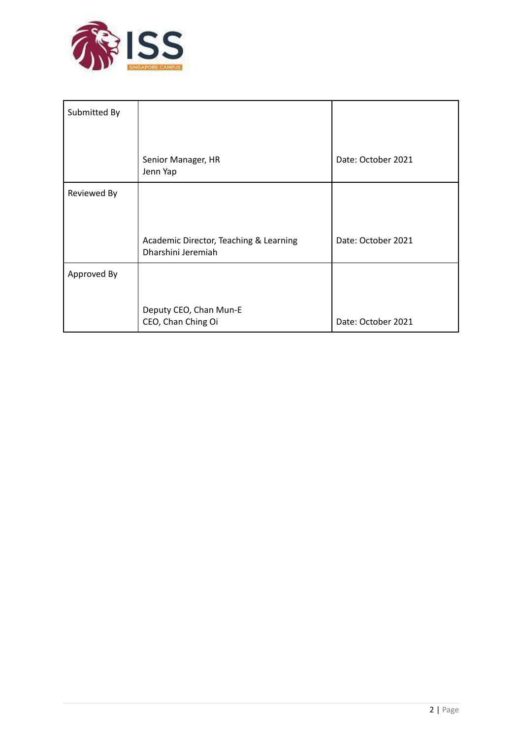| | | |
|---|---|---|
| Submitted By | Senior Manager, HR<br>Jenn Yap | Date: October 2021 |
| Reviewed By | Academic Director, Teaching & Learning<br>Dharshini Jeremiah | Date: October 2021 |
| Approved By | Deputy CEO, Chan Mun-E<br>CEO, Chan Ching Oi | Date: October 2021 |